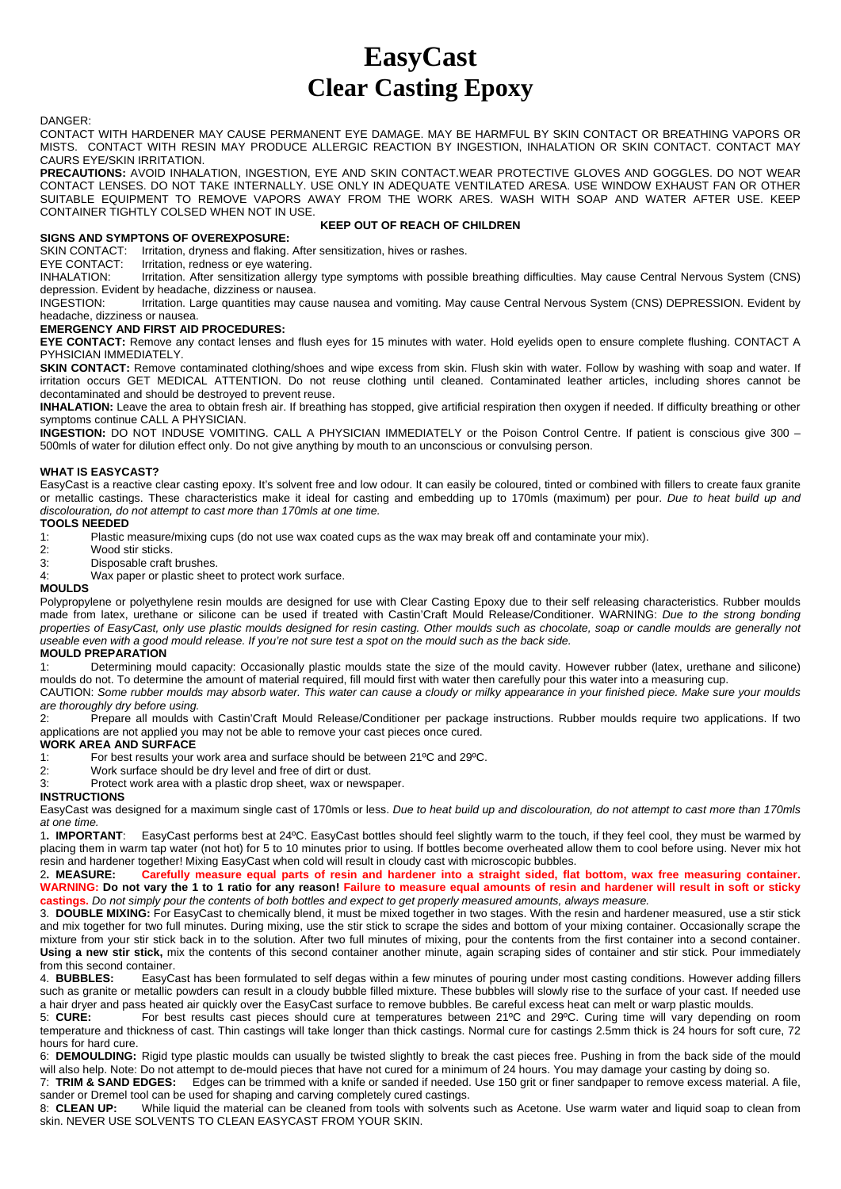# EasyCast
# Clear Casting Epoxy

DANGER:

CONTACT WITH HARDENER MAY CAUSE PERMANENT EYE DAMAGE. MAY BE HARMFUL BY SKIN CONTACT OR BREATHING VAPORS OR MISTS. CONTACT WITH RESIN MAY PRODUCE ALLERGIC REACTION BY INGESTION, INHALATION OR SKIN CONTACT. CONTACT MAY CAURS EYE/SKIN IRRITATION.

**PRECAUTIONS:** AVOID INHALATION, INGESTION, EYE AND SKIN CONTACT.WEAR PROTECTIVE GLOVES AND GOGGLES. DO NOT WEAR CONTACT LENSES. DO NOT TAKE INTERNALLY. USE ONLY IN ADEQUATE VENTILATED ARESA. USE WINDOW EXHAUST FAN OR OTHER SUITABLE EQUIPMENT TO REMOVE VAPORS AWAY FROM THE WORK ARES. WASH WITH SOAP AND WATER AFTER USE. KEEP CONTAINER TIGHTLY COLSED WHEN NOT IN USE.

**KEEP OUT OF REACH OF CHILDREN**

**SIGNS AND SYMPTONS OF OVEREXPOSURE:**

SKIN CONTACT: Irritation, dryness and flaking. After sensitization, hives or rashes.

EYE CONTACT: Irritation, redness or eye watering.

INHALATION: Irritation. After sensitization allergy type symptoms with possible breathing difficulties. May cause Central Nervous System (CNS) depression. Evident by headache, dizziness or nausea.

INGESTION: Irritation. Large quantities may cause nausea and vomiting. May cause Central Nervous System (CNS) DEPRESSION. Evident by headache, dizziness or nausea.

**EMERGENCY AND FIRST AID PROCEDURES:**

**EYE CONTACT:** Remove any contact lenses and flush eyes for 15 minutes with water. Hold eyelids open to ensure complete flushing. CONTACT A PYHSICIAN IMMEDIATELY.

**SKIN CONTACT:** Remove contaminated clothing/shoes and wipe excess from skin. Flush skin with water. Follow by washing with soap and water. If irritation occurs GET MEDICAL ATTENTION. Do not reuse clothing until cleaned. Contaminated leather articles, including shores cannot be decontaminated and should be destroyed to prevent reuse.

**INHALATION:** Leave the area to obtain fresh air. If breathing has stopped, give artificial respiration then oxygen if needed. If difficulty breathing or other symptoms continue CALL A PHYSICIAN.

**INGESTION:** DO NOT INDUSE VOMITING. CALL A PHYSICIAN IMMEDIATELY or the Poison Control Centre. If patient is conscious give 300 – 500mls of water for dilution effect only. Do not give anything by mouth to an unconscious or convulsing person.

**WHAT IS EASYCAST?**

EasyCast is a reactive clear casting epoxy. It's solvent free and low odour. It can easily be coloured, tinted or combined with fillers to create faux granite or metallic castings. These characteristics make it ideal for casting and embedding up to 170mls (maximum) per pour. *Due to heat build up and discolouration, do not attempt to cast more than 170mls at one time.*

**TOOLS NEEDED**

1: Plastic measure/mixing cups (do not use wax coated cups as the wax may break off and contaminate your mix).
2: Wood stir sticks.
3: Disposable craft brushes.
4: Wax paper or plastic sheet to protect work surface.

**MOULDS**

Polypropylene or polyethylene resin moulds are designed for use with Clear Casting Epoxy due to their self releasing characteristics. Rubber moulds made from latex, urethane or silicone can be used if treated with Castin'Craft Mould Release/Conditioner. WARNING: *Due to the strong bonding properties of EasyCast, only use plastic moulds designed for resin casting. Other moulds such as chocolate, soap or candle moulds are generally not useable even with a good mould release. If you're not sure test a spot on the mould such as the back side.*

**MOULD PREPARATION**

1: Determining mould capacity: Occasionally plastic moulds state the size of the mould cavity. However rubber (latex, urethane and silicone) moulds do not. To determine the amount of material required, fill mould first with water then carefully pour this water into a measuring cup.

CAUTION: *Some rubber moulds may absorb water. This water can cause a cloudy or milky appearance in your finished piece. Make sure your moulds are thoroughly dry before using.*

2: Prepare all moulds with Castin'Craft Mould Release/Conditioner per package instructions. Rubber moulds require two applications. If two applications are not applied you may not be able to remove your cast pieces once cured.

**WORK AREA AND SURFACE**

1: For best results your work area and surface should be between 21ºC and 29ºC.
2: Work surface should be dry level and free of dirt or dust.
3: Protect work area with a plastic drop sheet, wax or newspaper.

**INSTRUCTIONS**

EasyCast was designed for a maximum single cast of 170mls or less. *Due to heat build up and discolouration, do not attempt to cast more than 170mls at one time.*

1. **IMPORTANT**: EasyCast performs best at 24ºC. EasyCast bottles should feel slightly warm to the touch, if they feel cool, they must be warmed by placing them in warm tap water (not hot) for 5 to 10 minutes prior to using. If bottles become overheated allow them to cool before using. Never mix hot resin and hardener together! Mixing EasyCast when cold will result in cloudy cast with microscopic bubbles.

2. **MEASURE: Carefully measure equal parts of resin and hardener into a straight sided, flat bottom, wax free measuring container. WARNING: Do not vary the 1 to 1 ratio for any reason! Failure to measure equal amounts of resin and hardener will result in soft or sticky castings.** *Do not simply pour the contents of both bottles and expect to get properly measured amounts, always measure.*

3. **DOUBLE MIXING:** For EasyCast to chemically blend, it must be mixed together in two stages. With the resin and hardener measured, use a stir stick and mix together for two full minutes. During mixing, use the stir stick to scrape the sides and bottom of your mixing container. Occasionally scrape the mixture from your stir stick back in to the solution. After two full minutes of mixing, pour the contents from the first container into a second container. **Using a new stir stick,** mix the contents of this second container another minute, again scraping sides of container and stir stick. Pour immediately from this second container.

4. **BUBBLES:** EasyCast has been formulated to self degas within a few minutes of pouring under most casting conditions. However adding fillers such as granite or metallic powders can result in a cloudy bubble filled mixture. These bubbles will slowly rise to the surface of your cast. If needed use a hair dryer and pass heated air quickly over the EasyCast surface to remove bubbles. Be careful excess heat can melt or warp plastic moulds.

5: **CURE:** For best results cast pieces should cure at temperatures between 21ºC and 29ºC. Curing time will vary depending on room temperature and thickness of cast. Thin castings will take longer than thick castings. Normal cure for castings 2.5mm thick is 24 hours for soft cure, 72 hours for hard cure.

6: **DEMOULDING:** Rigid type plastic moulds can usually be twisted slightly to break the cast pieces free. Pushing in from the back side of the mould will also help. Note: Do not attempt to de-mould pieces that have not cured for a minimum of 24 hours. You may damage your casting by doing so.

7: **TRIM & SAND EDGES:** Edges can be trimmed with a knife or sanded if needed. Use 150 grit or finer sandpaper to remove excess material. A file, sander or Dremel tool can be used for shaping and carving completely cured castings.

8: **CLEAN UP:** While liquid the material can be cleaned from tools with solvents such as Acetone. Use warm water and liquid soap to clean from skin. NEVER USE SOLVENTS TO CLEAN EASYCAST FROM YOUR SKIN.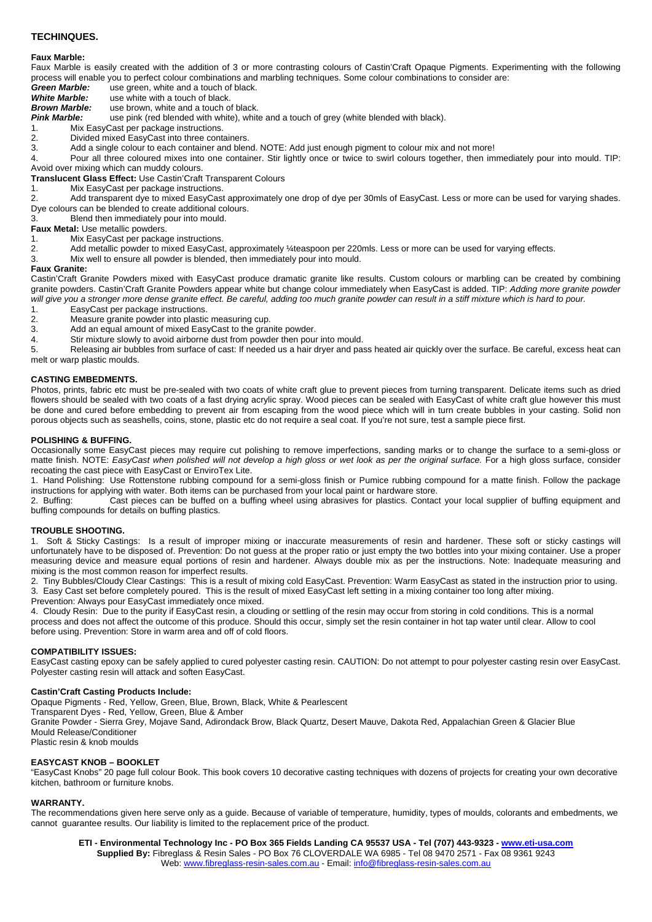## TECHINQUES.

**Faux Marble:**
Faux Marble is easily created with the addition of 3 or more contrasting colours of Castin'Craft Opaque Pigments. Experimenting with the following process will enable you to perfect colour combinations and marbling techniques. Some colour combinations to consider are:

***Green Marble:*** use green, white and a touch of black.
***White Marble:*** use white with a touch of black.
***Brown Marble:*** use brown, white and a touch of black.
***Pink Marble:*** use pink (red blended with white), white and a touch of grey (white blended with black).

1. Mix EasyCast per package instructions.
2. Divided mixed EasyCast into three containers.
3. Add a single colour to each container and blend. NOTE: Add just enough pigment to colour mix and not more!
4. Pour all three coloured mixes into one container. Stir lightly once or twice to swirl colours together, then immediately pour into mould. TIP: Avoid over mixing which can muddy colours.

**Translucent Glass Effect:** Use Castin'Craft Transparent Colours

1. Mix EasyCast per package instructions.
2. Add transparent dye to mixed EasyCast approximately one drop of dye per 30mls of EasyCast. Less or more can be used for varying shades. Dye colours can be blended to create additional colours.
3. Blend then immediately pour into mould.

**Faux Metal:** Use metallic powders.

1. Mix EasyCast per package instructions.
2. Add metallic powder to mixed EasyCast, approximately ¼teaspoon per 220mls. Less or more can be used for varying effects.
3. Mix well to ensure all powder is blended, then immediately pour into mould.

**Faux Granite:**
Castin'Craft Granite Powders mixed with EasyCast produce dramatic granite like results. Custom colours or marbling can be created by combining granite powders. Castin'Craft Granite Powders appear white but change colour immediately when EasyCast is added. TIP: *Adding more granite powder will give you a stronger more dense granite effect. Be careful, adding too much granite powder can result in a stiff mixture which is hard to pour.*

1. EasyCast per package instructions.
2. Measure granite powder into plastic measuring cup.
3. Add an equal amount of mixed EasyCast to the granite powder.
4. Stir mixture slowly to avoid airborne dust from powder then pour into mould.
5. Releasing air bubbles from surface of cast: If needed us a hair dryer and pass heated air quickly over the surface. Be careful, excess heat can melt or warp plastic moulds.

## CASTING EMBEDMENTS.

Photos, prints, fabric etc must be pre-sealed with two coats of white craft glue to prevent pieces from turning transparent. Delicate items such as dried flowers should be sealed with two coats of a fast drying acrylic spray. Wood pieces can be sealed with EasyCast of white craft glue however this must be done and cured before embedding to prevent air from escaping from the wood piece which will in turn create bubbles in your casting. Solid non porous objects such as seashells, coins, stone, plastic etc do not require a seal coat. If you're not sure, test a sample piece first.

## POLISHING & BUFFING.

Occasionally some EasyCast pieces may require cut polishing to remove imperfections, sanding marks or to change the surface to a semi-gloss or matte finish. NOTE: *EasyCast when polished will not develop a high gloss or wet look as per the original surface.* For a high gloss surface, consider recoating the cast piece with EasyCast or EnviroTex Lite.

1. Hand Polishing: Use Rottenstone rubbing compound for a semi-gloss finish or Pumice rubbing compound for a matte finish. Follow the package instructions for applying with water. Both items can be purchased from your local paint or hardware store.
2. Buffing: Cast pieces can be buffed on a buffing wheel using abrasives for plastics. Contact your local supplier of buffing equipment and buffing compounds for details on buffing plastics.

## TROUBLE SHOOTING.

1. Soft & Sticky Castings: Is a result of improper mixing or inaccurate measurements of resin and hardener. These soft or sticky castings will unfortunately have to be disposed of. Prevention: Do not guess at the proper ratio or just empty the two bottles into your mixing container. Use a proper measuring device and measure equal portions of resin and hardener. Always double mix as per the instructions. Note: Inadequate measuring and mixing is the most common reason for imperfect results.
2. Tiny Bubbles/Cloudy Clear Castings: This is a result of mixing cold EasyCast. Prevention: Warm EasyCast as stated in the instruction prior to using.
3. Easy Cast set before completely poured. This is the result of mixed EasyCast left setting in a mixing container too long after mixing.
Prevention: Always pour EasyCast immediately once mixed.
4. Cloudy Resin: Due to the purity if EasyCast resin, a clouding or settling of the resin may occur from storing in cold conditions. This is a normal process and does not affect the outcome of this produce. Should this occur, simply set the resin container in hot tap water until clear. Allow to cool before using. Prevention: Store in warm area and off of cold floors.

## COMPATIBILITY ISSUES:

EasyCast casting epoxy can be safely applied to cured polyester casting resin. CAUTION: Do not attempt to pour polyester casting resin over EasyCast. Polyester casting resin will attack and soften EasyCast.

## Castin'Craft Casting Products Include:

Opaque Pigments - Red, Yellow, Green, Blue, Brown, Black, White & Pearlescent
Transparent Dyes - Red, Yellow, Green, Blue & Amber
Granite Powder - Sierra Grey, Mojave Sand, Adirondack Brow, Black Quartz, Desert Mauve, Dakota Red, Appalachian Green & Glacier Blue
Mould Release/Conditioner
Plastic resin & knob moulds

## EASYCAST KNOB – BOOKLET

"EasyCast Knobs" 20 page full colour Book. This book covers 10 decorative casting techniques with dozens of projects for creating your own decorative kitchen, bathroom or furniture knobs.

## WARRANTY.

The recommendations given here serve only as a guide. Because of variable of temperature, humidity, types of moulds, colorants and embedments, we cannot guarantee results. Our liability is limited to the replacement price of the product.

**ETI - Environmental Technology Inc - PO Box 365 Fields Landing CA 95537 USA - Tel (707) 443-9323 - www.eti-usa.com**
**Supplied By:** Fibreglass & Resin Sales - PO Box 76 CLOVERDALE WA 6985 - Tel 08 9470 2571 - Fax 08 9361 9243
Web: www.fibreglass-resin-sales.com.au - Email: info@fibreglass-resin-sales.com.au